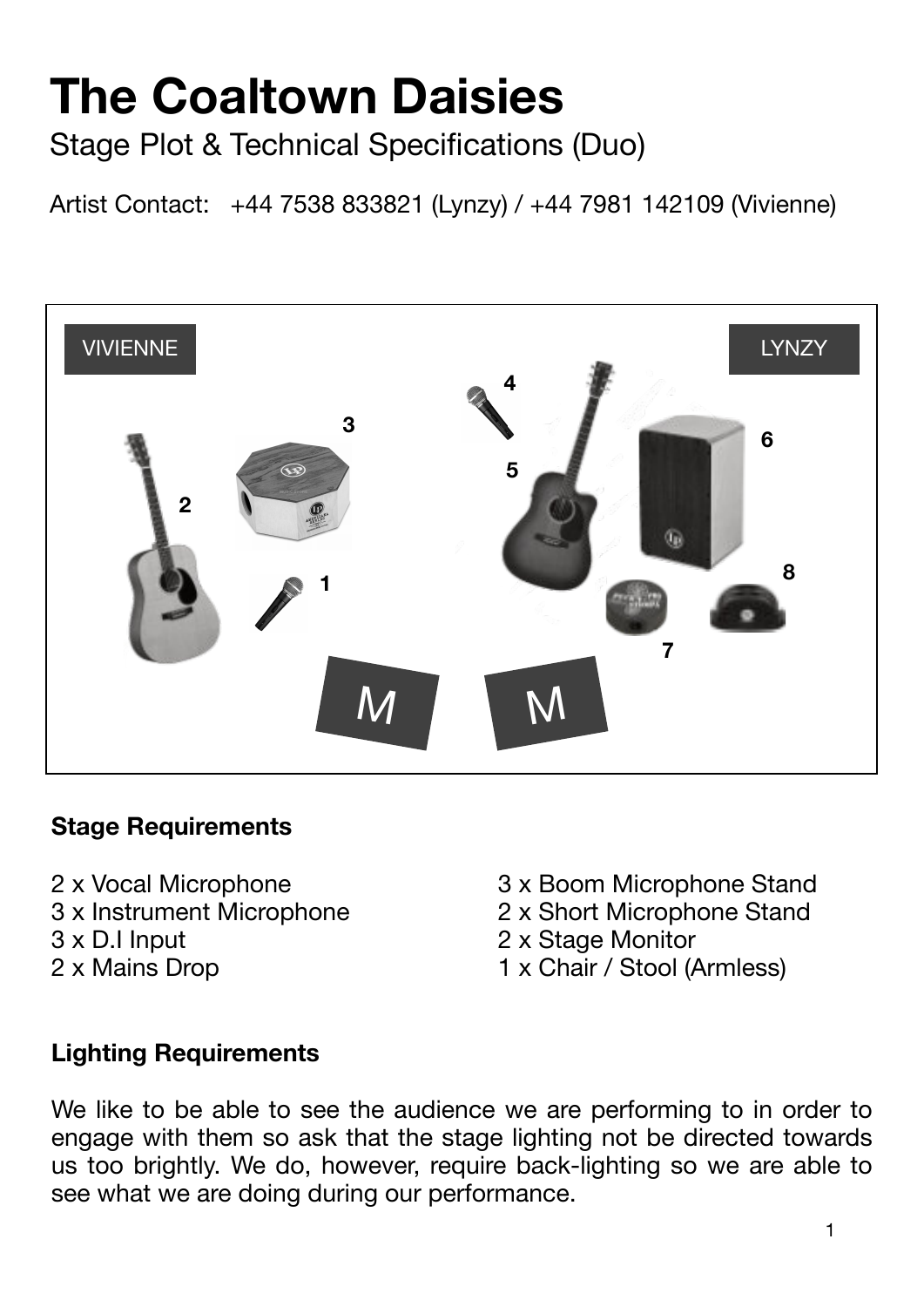# The Coaltown Daisies

Stage Plot & Technical Specifications (Duo)

Artist Contact: +44 7538 833821 (Lynzy) / +44 7981 142109 (Vivienne)

**Stage Requirements**

2 x Vocal Microphone
3 x Instrument Microphone
3 x D.I Input
2 x Mains Drop

3 x Boom Microphone Stand
2 x Short Microphone Stand
2 x Stage Monitor
1 x Chair / Stool (Armless)

**Lighting Requirements**

We like to be able to see the audience we are performing to in order to engage with them so ask that the stage lighting not be directed towards us too brightly. We do, however, require back-lighting so we are able to see what we are doing during our performance.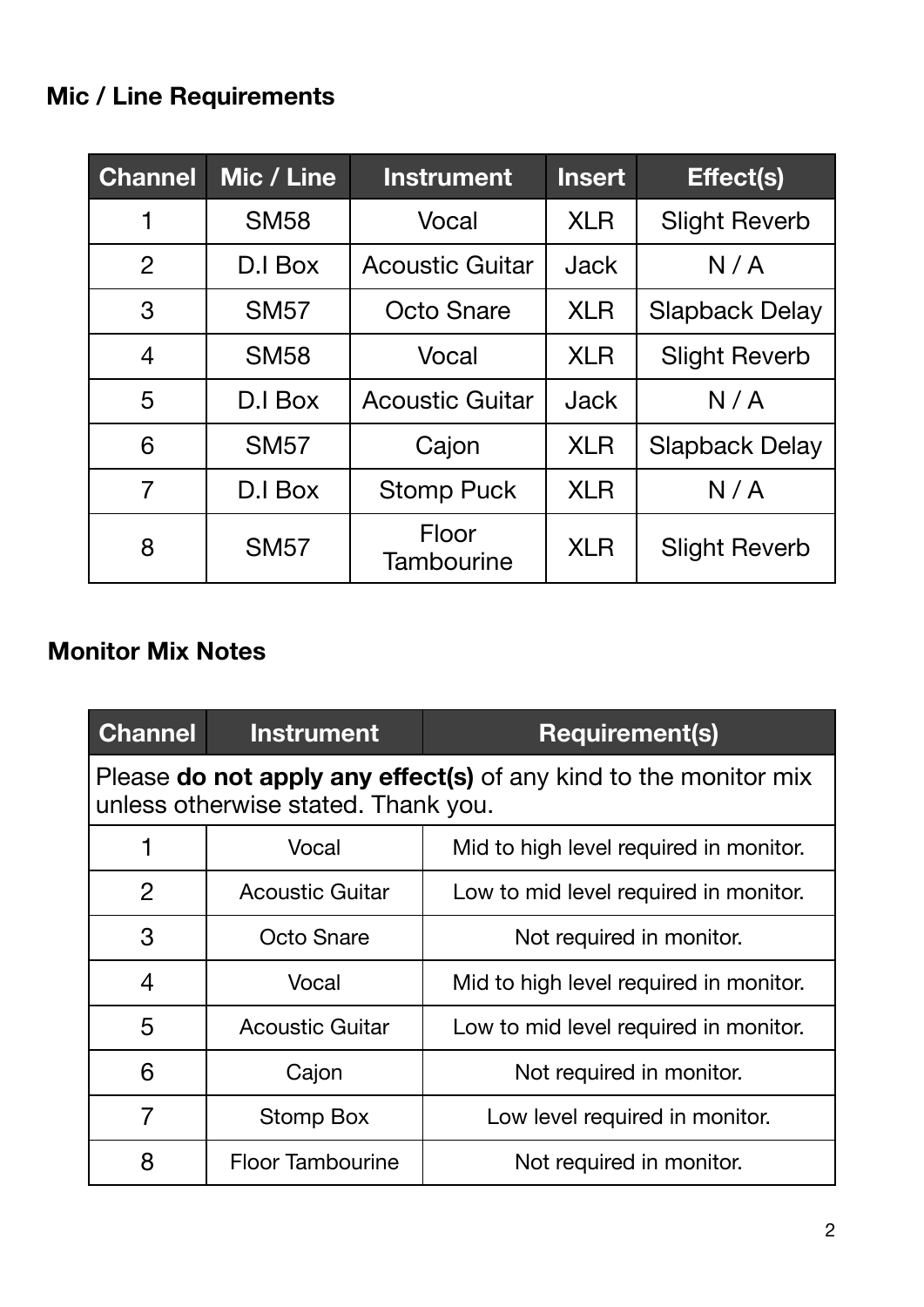## Mic / Line Requirements

| Channel | Mic / Line | Instrument | Insert | Effect(s) |
|---|---|---|---|---|
| 1 | SM58 | Vocal | XLR | Slight Reverb |
| 2 | D.I Box | Acoustic Guitar | Jack | N / A |
| 3 | SM57 | Octo Snare | XLR | Slapback Delay |
| 4 | SM58 | Vocal | XLR | Slight Reverb |
| 5 | D.I Box | Acoustic Guitar | Jack | N / A |
| 6 | SM57 | Cajon | XLR | Slapback Delay |
| 7 | D.I Box | Stomp Puck | XLR | N / A |
| 8 | SM57 | Floor Tambourine | XLR | Slight Reverb |

## Monitor Mix Notes

| Channel | Instrument | Requirement(s) |
|---|---|---|
| Please **do not apply any effect(s)** of any kind to the monitor mix unless otherwise stated. Thank you. | | |
| 1 | Vocal | Mid to high level required in monitor. |
| 2 | Acoustic Guitar | Low to mid level required in monitor. |
| 3 | Octo Snare | Not required in monitor. |
| 4 | Vocal | Mid to high level required in monitor. |
| 5 | Acoustic Guitar | Low to mid level required in monitor. |
| 6 | Cajon | Not required in monitor. |
| 7 | Stomp Box | Low level required in monitor. |
| 8 | Floor Tambourine | Not required in monitor. |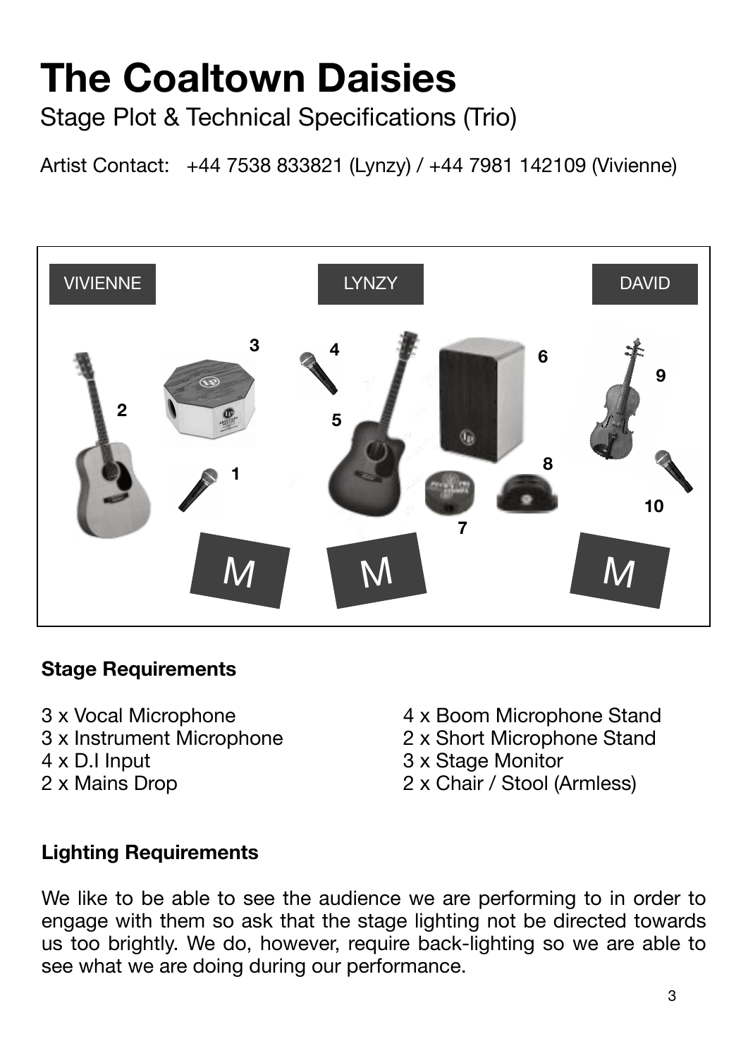# The Coaltown Daisies

Stage Plot & Technical Specifications (Trio)

Artist Contact: +44 7538 833821 (Lynzy) / +44 7981 142109 (Vivienne)

VIVIENNE LYNZY DAVID

**Stage Requirements**

3 x Vocal Microphone
3 x Instrument Microphone
4 x D.I Input
2 x Mains Drop

4 x Boom Microphone Stand
2 x Short Microphone Stand
3 x Stage Monitor
2 x Chair / Stool (Armless)

**Lighting Requirements**

We like to be able to see the audience we are performing to in order to engage with them so ask that the stage lighting not be directed towards us too brightly. We do, however, require back-lighting so we are able to see what we are doing during our performance.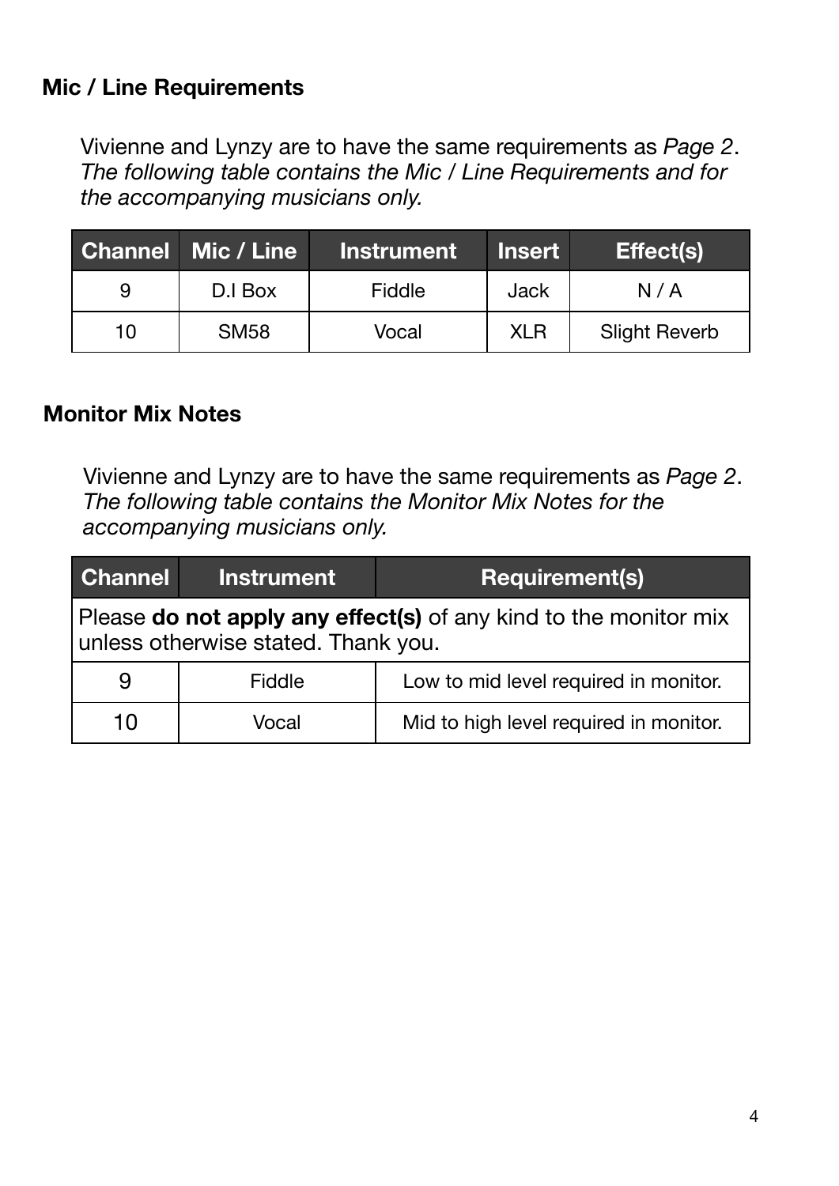## Mic / Line Requirements

Vivienne and Lynzy are to have the same requirements as *Page 2*. *The following table contains the Mic / Line Requirements and for the accompanying musicians only.*

| Channel | Mic / Line | Instrument | Insert | Effect(s) |
|---|---|---|---|---|
| 9 | D.I Box | Fiddle | Jack | N / A |
| 10 | SM58 | Vocal | XLR | Slight Reverb |

## Monitor Mix Notes

Vivienne and Lynzy are to have the same requirements as *Page 2*. *The following table contains the Monitor Mix Notes for the accompanying musicians only.*

| Channel | Instrument | Requirement(s) |
|---|---|---|
| Please **do not apply any effect(s)** of any kind to the monitor mix unless otherwise stated. Thank you. | | |
| 9 | Fiddle | Low to mid level required in monitor. |
| 10 | Vocal | Mid to high level required in monitor. |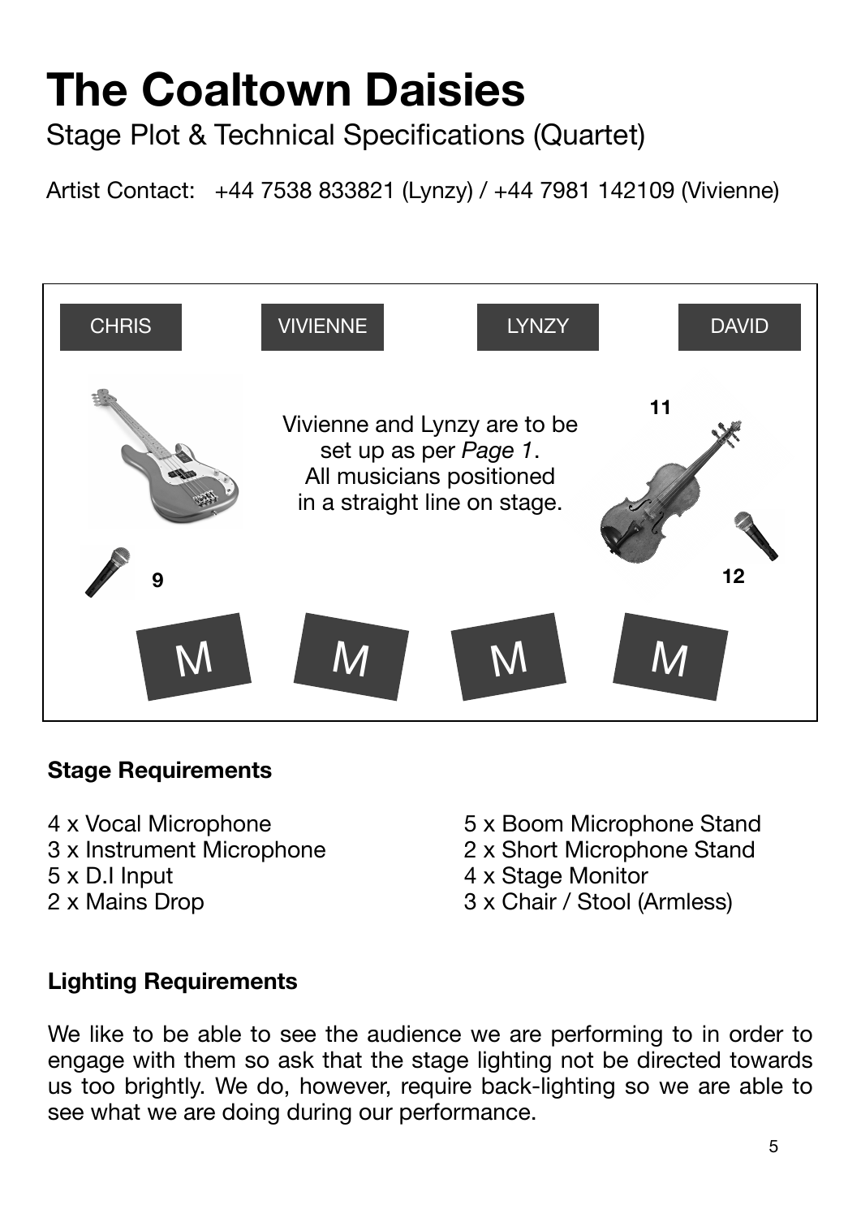# The Coaltown Daisies

Stage Plot & Technical Specifications (Quartet)

Artist Contact: +44 7538 833821 (Lynzy) / +44 7981 142109 (Vivienne)

CHRIS | VIVIENNE | LYNZY | DAVID

Vivienne and Lynzy are to be set up as per *Page 1*. All musicians positioned in a straight line on stage.

11

9

12

M M M M

**Stage Requirements**

4 x Vocal Microphone
3 x Instrument Microphone
5 x D.I Input
2 x Mains Drop
5 x Boom Microphone Stand
2 x Short Microphone Stand
4 x Stage Monitor
3 x Chair / Stool (Armless)

**Lighting Requirements**

We like to be able to see the audience we are performing to in order to engage with them so ask that the stage lighting not be directed towards us too brightly. We do, however, require back-lighting so we are able to see what we are doing during our performance.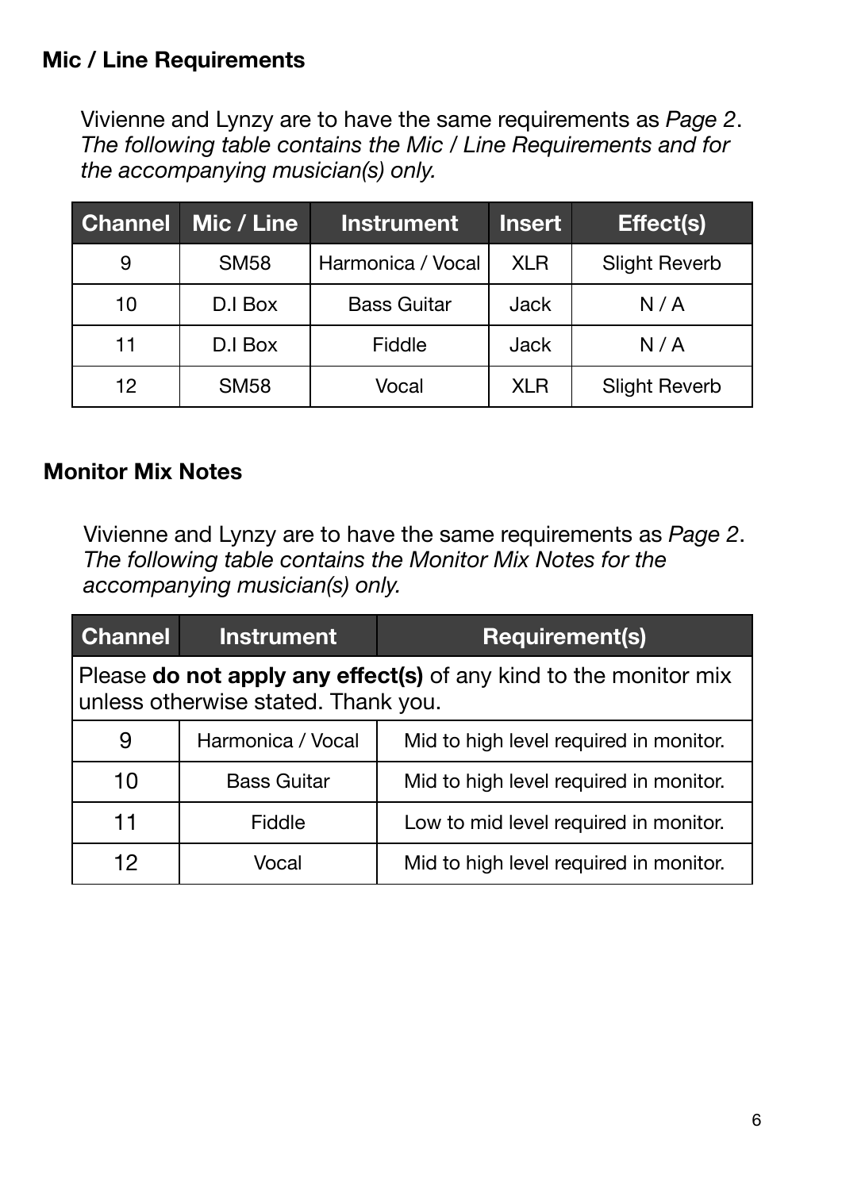## Mic / Line Requirements

Vivienne and Lynzy are to have the same requirements as *Page 2*. *The following table contains the Mic / Line Requirements and for the accompanying musician(s) only.*

| Channel | Mic / Line | Instrument | Insert | Effect(s) |
|---|---|---|---|---|
| 9 | SM58 | Harmonica / Vocal | XLR | Slight Reverb |
| 10 | D.I Box | Bass Guitar | Jack | N / A |
| 11 | D.I Box | Fiddle | Jack | N / A |
| 12 | SM58 | Vocal | XLR | Slight Reverb |

## Monitor Mix Notes

Vivienne and Lynzy are to have the same requirements as *Page 2*. *The following table contains the Monitor Mix Notes for the accompanying musician(s) only.*

| Channel | Instrument | Requirement(s) |
|---|---|---|
| Please **do not apply any effect(s)** of any kind to the monitor mix unless otherwise stated. Thank you. | | |
| 9 | Harmonica / Vocal | Mid to high level required in monitor. |
| 10 | Bass Guitar | Mid to high level required in monitor. |
| 11 | Fiddle | Low to mid level required in monitor. |
| 12 | Vocal | Mid to high level required in monitor. |